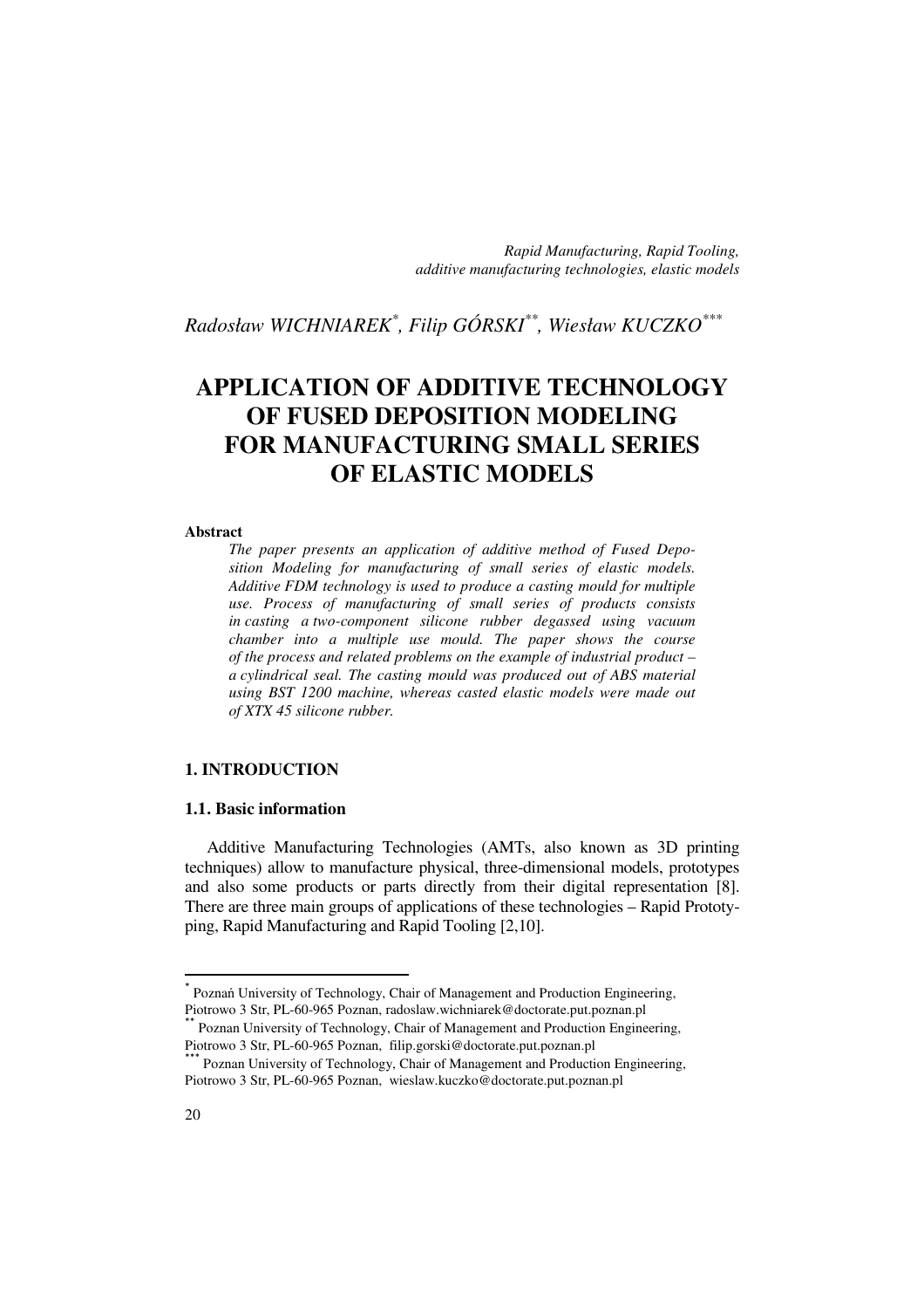*Rapid Manufacturing, Rapid Tooling,*
*additive manufacturing technologies, elastic models*

*Radosław WICHNIAREK[*], Filip GÓRSKI[**], Wiesław KUCZKO[***]*

# APPLICATION OF ADDITIVE TECHNOLOGY OF FUSED DEPOSITION MODELING FOR MANUFACTURING SMALL SERIES OF ELASTIC MODELS

**Abstract**

*The paper presents an application of additive method of Fused Deposition Modeling for manufacturing of small series of elastic models. Additive FDM technology is used to produce a casting mould for multiple use. Process of manufacturing of small series of products consists in casting a two-component silicone rubber degassed using vacuum chamber into a multiple use mould. The paper shows the course of the process and related problems on the example of industrial product – a cylindrical seal. The casting mould was produced out of ABS material using BST 1200 machine, whereas casted elastic models were made out of XTX 45 silicone rubber.*

## 1. INTRODUCTION

### 1.1. Basic information

Additive Manufacturing Technologies (AMTs, also known as 3D printing techniques) allow to manufacture physical, three-dimensional models, prototypes and also some products or parts directly from their digital representation [8]. There are three main groups of applications of these technologies – Rapid Prototyping, Rapid Manufacturing and Rapid Tooling [2,10].

---

[*] Poznań University of Technology, Chair of Management and Production Engineering, Piotrowo 3 Str, PL-60-965 Poznan, radoslaw.wichniarek@doctorate.put.poznan.pl

[**] Poznan University of Technology, Chair of Management and Production Engineering, Piotrowo 3 Str, PL-60-965 Poznan, filip.gorski@doctorate.put.poznan.pl

[***] Poznan University of Technology, Chair of Management and Production Engineering, Piotrowo 3 Str, PL-60-965 Poznan, wieslaw.kuczko@doctorate.put.poznan.pl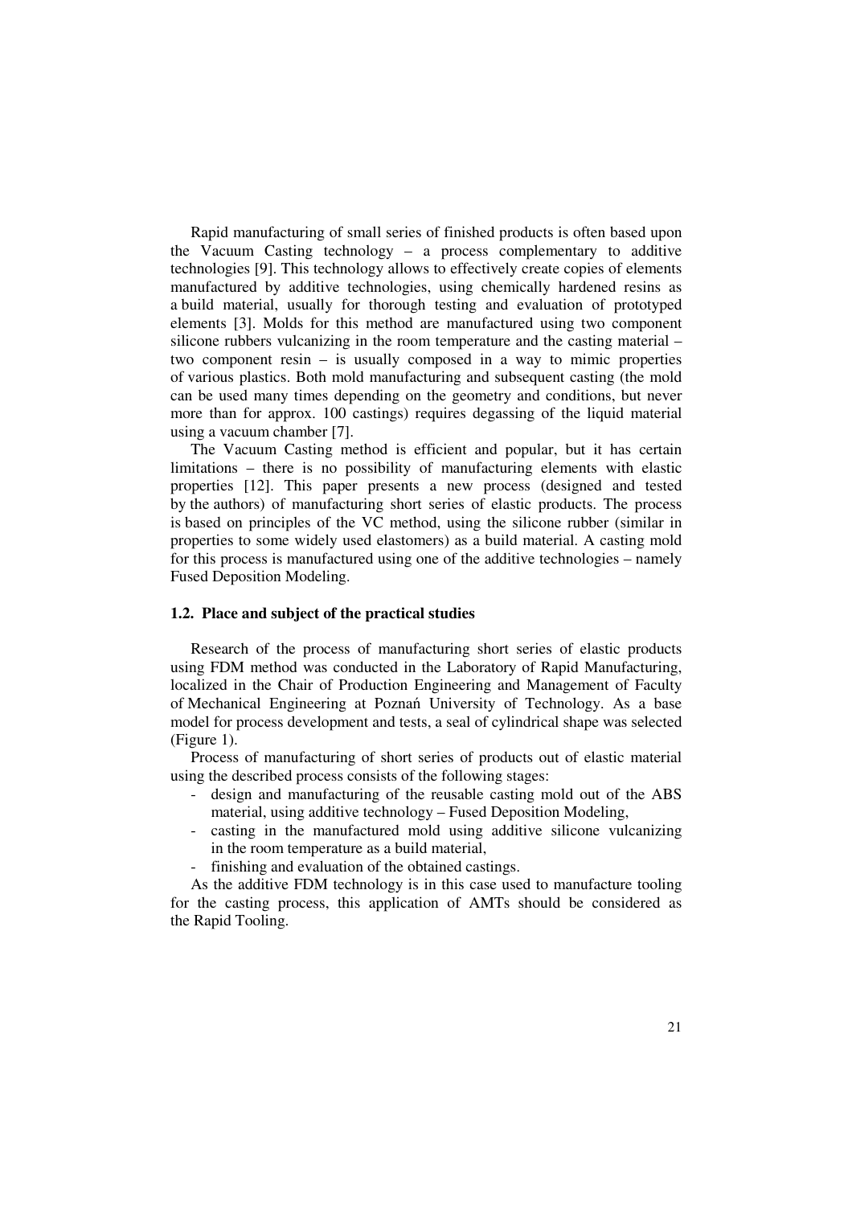Rapid manufacturing of small series of finished products is often based upon the Vacuum Casting technology – a process complementary to additive technologies [9]. This technology allows to effectively create copies of elements manufactured by additive technologies, using chemically hardened resins as a build material, usually for thorough testing and evaluation of prototyped elements [3]. Molds for this method are manufactured using two component silicone rubbers vulcanizing in the room temperature and the casting material – two component resin – is usually composed in a way to mimic properties of various plastics. Both mold manufacturing and subsequent casting (the mold can be used many times depending on the geometry and conditions, but never more than for approx. 100 castings) requires degassing of the liquid material using a vacuum chamber [7].

The Vacuum Casting method is efficient and popular, but it has certain limitations – there is no possibility of manufacturing elements with elastic properties [12]. This paper presents a new process (designed and tested by the authors) of manufacturing short series of elastic products. The process is based on principles of the VC method, using the silicone rubber (similar in properties to some widely used elastomers) as a build material. A casting mold for this process is manufactured using one of the additive technologies – namely Fused Deposition Modeling.

### 1.2. Place and subject of the practical studies

Research of the process of manufacturing short series of elastic products using FDM method was conducted in the Laboratory of Rapid Manufacturing, localized in the Chair of Production Engineering and Management of Faculty of Mechanical Engineering at Poznań University of Technology. As a base model for process development and tests, a seal of cylindrical shape was selected (Figure 1).

Process of manufacturing of short series of products out of elastic material using the described process consists of the following stages:

- design and manufacturing of the reusable casting mold out of the ABS material, using additive technology – Fused Deposition Modeling,
- casting in the manufactured mold using additive silicone vulcanizing in the room temperature as a build material,
- finishing and evaluation of the obtained castings.

As the additive FDM technology is in this case used to manufacture tooling for the casting process, this application of AMTs should be considered as the Rapid Tooling.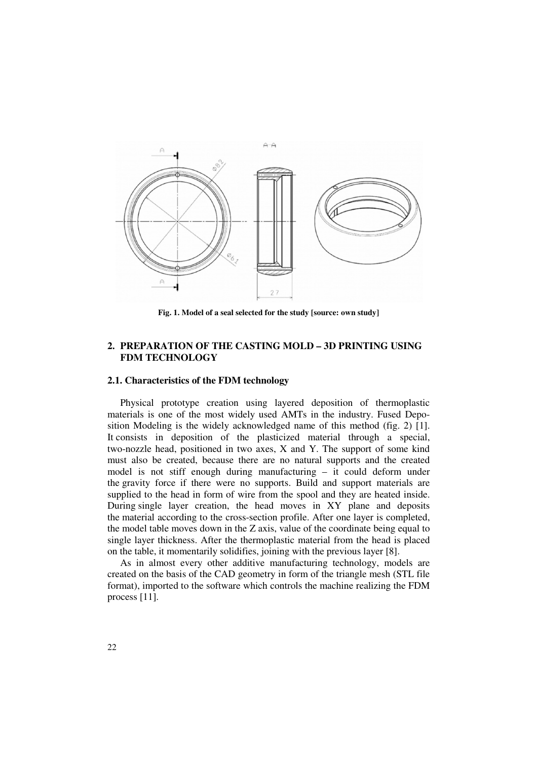Fig. 1. Model of a seal selected for the study [source: own study]

## 2. PREPARATION OF THE CASTING MOLD – 3D PRINTING USING FDM TECHNOLOGY

### 2.1. Characteristics of the FDM technology

Physical prototype creation using layered deposition of thermoplastic materials is one of the most widely used AMTs in the industry. Fused Deposition Modeling is the widely acknowledged name of this method (fig. 2) [1]. It consists in deposition of the plasticized material through a special, two-nozzle head, positioned in two axes, X and Y. The support of some kind must also be created, because there are no natural supports and the created model is not stiff enough during manufacturing – it could deform under the gravity force if there were no supports. Build and support materials are supplied to the head in form of wire from the spool and they are heated inside. During single layer creation, the head moves in XY plane and deposits the material according to the cross-section profile. After one layer is completed, the model table moves down in the Z axis, value of the coordinate being equal to single layer thickness. After the thermoplastic material from the head is placed on the table, it momentarily solidifies, joining with the previous layer [8].

As in almost every other additive manufacturing technology, models are created on the basis of the CAD geometry in form of the triangle mesh (STL file format), imported to the software which controls the machine realizing the FDM process [11].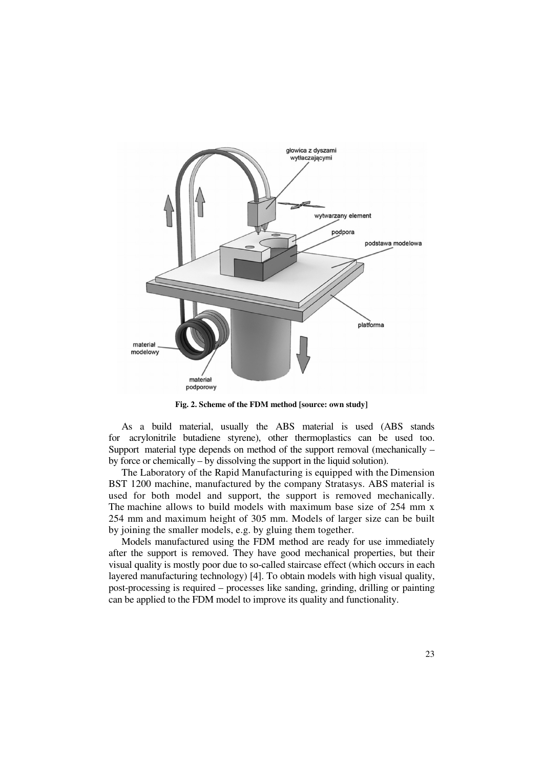Fig. 2. Scheme of the FDM method [source: own study]

As a build material, usually the ABS material is used (ABS stands for acrylonitrile butadiene styrene), other thermoplastics can be used too. Support material type depends on method of the support removal (mechanically – by force or chemically – by dissolving the support in the liquid solution).

The Laboratory of the Rapid Manufacturing is equipped with the Dimension BST 1200 machine, manufactured by the company Stratasys. ABS material is used for both model and support, the support is removed mechanically. The machine allows to build models with maximum base size of 254 mm x 254 mm and maximum height of 305 mm. Models of larger size can be built by joining the smaller models, e.g. by gluing them together.

Models manufactured using the FDM method are ready for use immediately after the support is removed. They have good mechanical properties, but their visual quality is mostly poor due to so-called staircase effect (which occurs in each layered manufacturing technology) [4]. To obtain models with high visual quality, post-processing is required – processes like sanding, grinding, drilling or painting can be applied to the FDM model to improve its quality and functionality.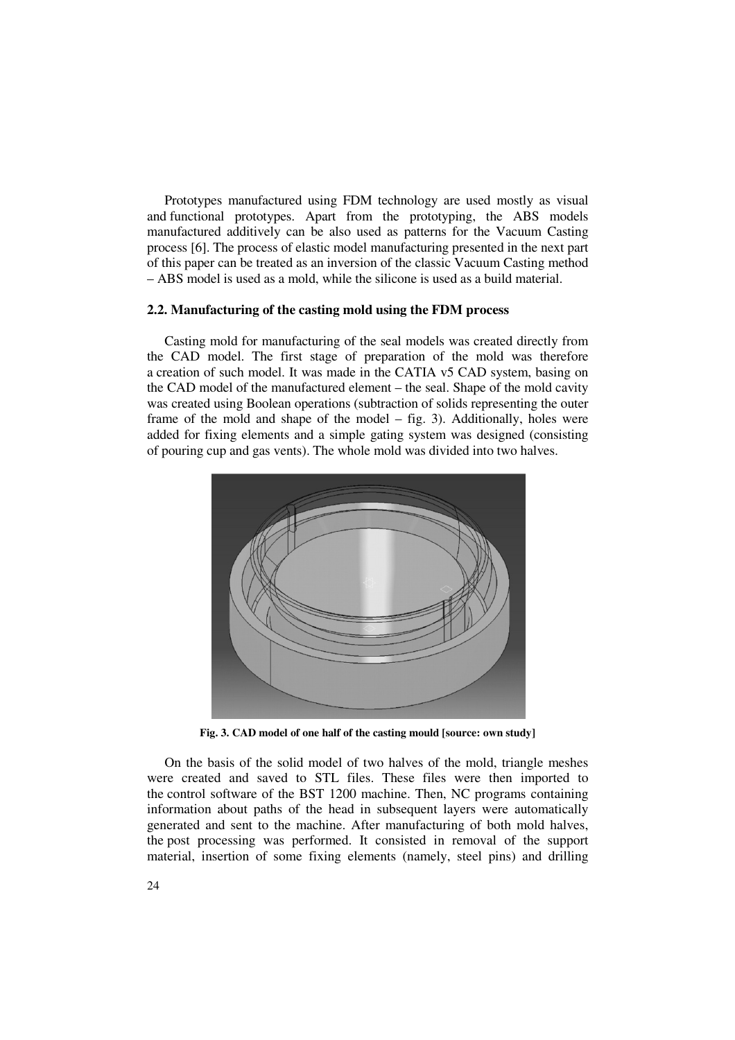Prototypes manufactured using FDM technology are used mostly as visual and functional prototypes. Apart from the prototyping, the ABS models manufactured additively can be also used as patterns for the Vacuum Casting process [6]. The process of elastic model manufacturing presented in the next part of this paper can be treated as an inversion of the classic Vacuum Casting method – ABS model is used as a mold, while the silicone is used as a build material.

### 2.2. Manufacturing of the casting mold using the FDM process

Casting mold for manufacturing of the seal models was created directly from the CAD model. The first stage of preparation of the mold was therefore a creation of such model. It was made in the CATIA v5 CAD system, basing on the CAD model of the manufactured element – the seal. Shape of the mold cavity was created using Boolean operations (subtraction of solids representing the outer frame of the mold and shape of the model – fig. 3). Additionally, holes were added for fixing elements and a simple gating system was designed (consisting of pouring cup and gas vents). The whole mold was divided into two halves.

**Fig. 3. CAD model of one half of the casting mould [source: own study]**

On the basis of the solid model of two halves of the mold, triangle meshes were created and saved to STL files. These files were then imported to the control software of the BST 1200 machine. Then, NC programs containing information about paths of the head in subsequent layers were automatically generated and sent to the machine. After manufacturing of both mold halves, the post processing was performed. It consisted in removal of the support material, insertion of some fixing elements (namely, steel pins) and drilling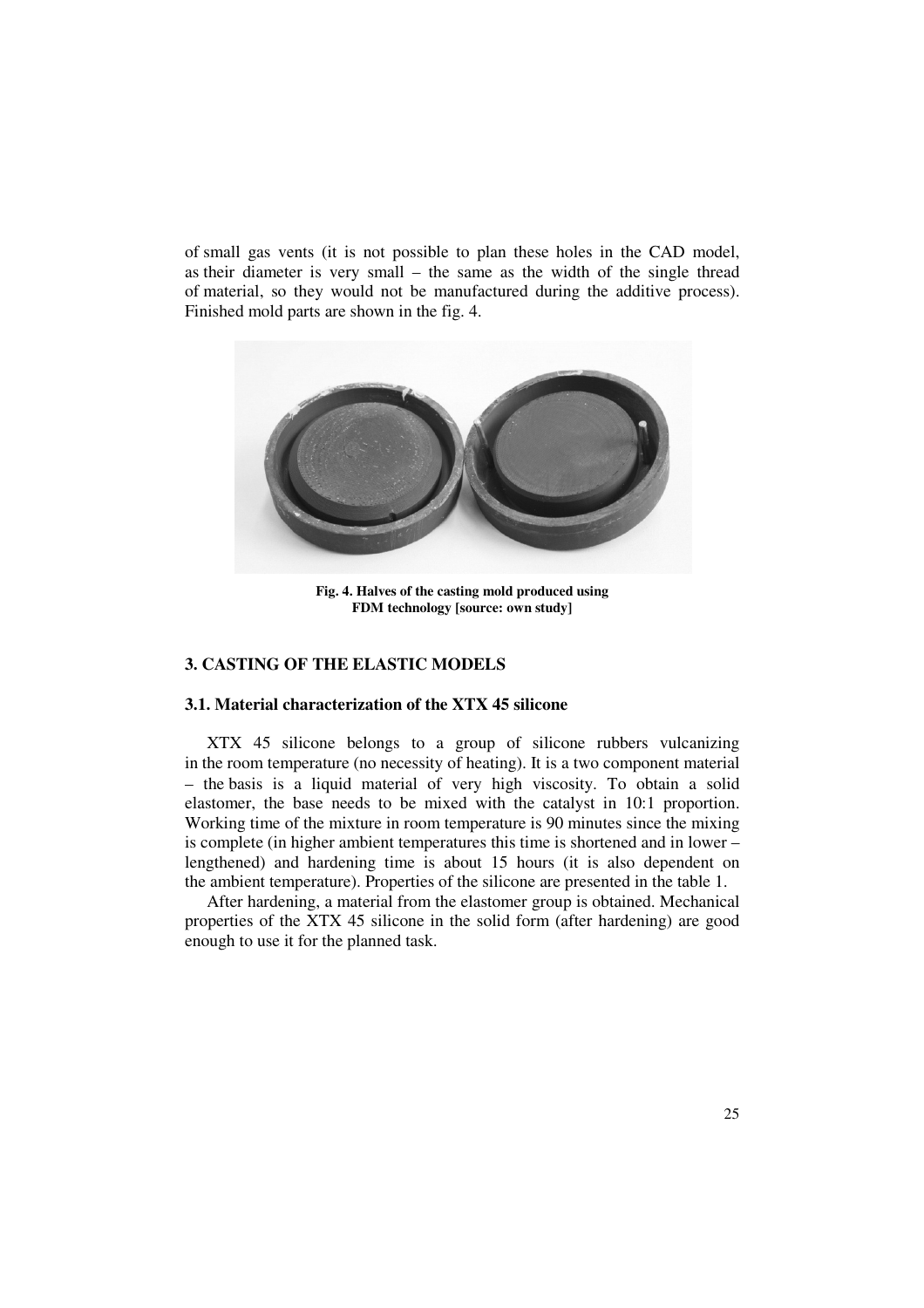of small gas vents (it is not possible to plan these holes in the CAD model, as their diameter is very small – the same as the width of the single thread of material, so they would not be manufactured during the additive process). Finished mold parts are shown in the fig. 4.

**Fig. 4. Halves of the casting mold produced using FDM technology [source: own study]**

## 3. CASTING OF THE ELASTIC MODELS

### 3.1. Material characterization of the XTX 45 silicone

XTX 45 silicone belongs to a group of silicone rubbers vulcanizing in the room temperature (no necessity of heating). It is a two component material – the basis is a liquid material of very high viscosity. To obtain a solid elastomer, the base needs to be mixed with the catalyst in 10:1 proportion. Working time of the mixture in room temperature is 90 minutes since the mixing is complete (in higher ambient temperatures this time is shortened and in lower – lengthened) and hardening time is about 15 hours (it is also dependent on the ambient temperature). Properties of the silicone are presented in the table 1.

After hardening, a material from the elastomer group is obtained. Mechanical properties of the XTX 45 silicone in the solid form (after hardening) are good enough to use it for the planned task.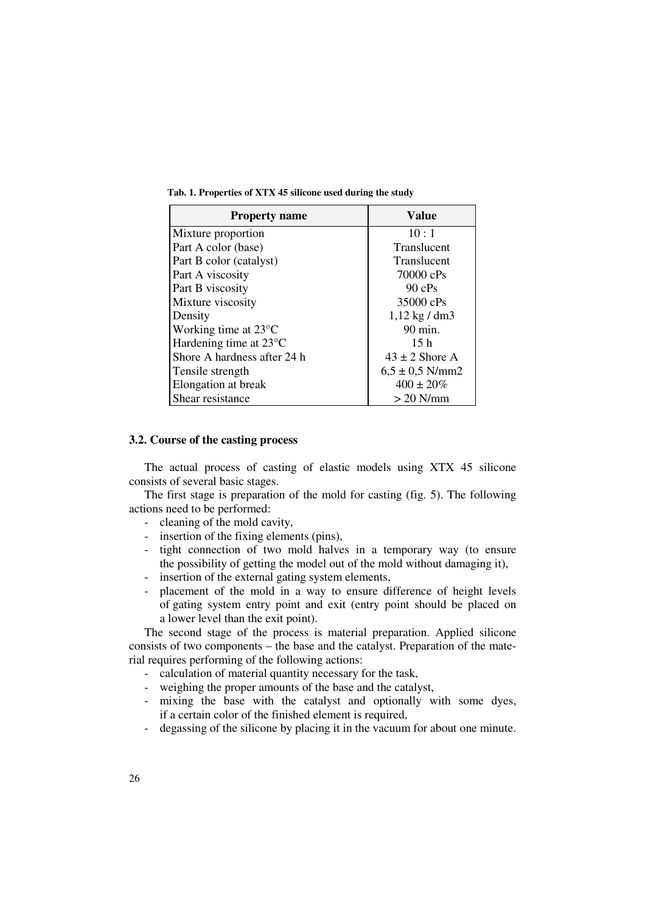**Tab. 1. Properties of XTX 45 silicone used during the study**

| Property name | Value |
|---|---|
| Mixture proportion | 10 : 1 |
| Part A color (base) | Translucent |
| Part B color (catalyst) | Translucent |
| Part A viscosity | 70000 cPs |
| Part B viscosity | 90 cPs |
| Mixture viscosity | 35000 cPs |
| Density | 1,12 kg / dm3 |
| Working time at 23°C | 90 min. |
| Hardening time at 23°C | 15 h |
| Shore A hardness after 24 h | 43 ± 2 Shore A |
| Tensile strength | 6,5 ± 0,5 N/mm2 |
| Elongation at break | 400 ± 20% |
| Shear resistance | > 20 N/mm |

### 3.2. Course of the casting process

The actual process of casting of elastic models using XTX 45 silicone consists of several basic stages.

The first stage is preparation of the mold for casting (fig. 5). The following actions need to be performed:

- cleaning of the mold cavity,
- insertion of the fixing elements (pins),
- tight connection of two mold halves in a temporary way (to ensure the possibility of getting the model out of the mold without damaging it),
- insertion of the external gating system elements,
- placement of the mold in a way to ensure difference of height levels of gating system entry point and exit (entry point should be placed on a lower level than the exit point).

The second stage of the process is material preparation. Applied silicone consists of two components – the base and the catalyst. Preparation of the material requires performing of the following actions:

- calculation of material quantity necessary for the task,
- weighing the proper amounts of the base and the catalyst,
- mixing the base with the catalyst and optionally with some dyes, if a certain color of the finished element is required,
- degassing of the silicone by placing it in the vacuum for about one minute.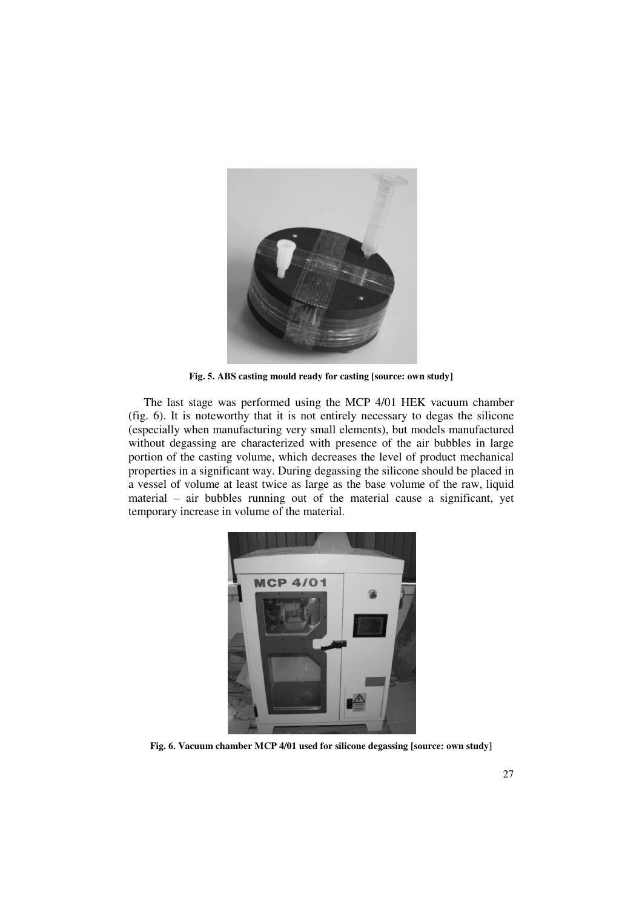Fig. 5. ABS casting mould ready for casting [source: own study]

The last stage was performed using the MCP 4/01 HEK vacuum chamber (fig. 6). It is noteworthy that it is not entirely necessary to degas the silicone (especially when manufacturing very small elements), but models manufactured without degassing are characterized with presence of the air bubbles in large portion of the casting volume, which decreases the level of product mechanical properties in a significant way. During degassing the silicone should be placed in a vessel of volume at least twice as large as the base volume of the raw, liquid material – air bubbles running out of the material cause a significant, yet temporary increase in volume of the material.

Fig. 6. Vacuum chamber MCP 4/01 used for silicone degassing [source: own study]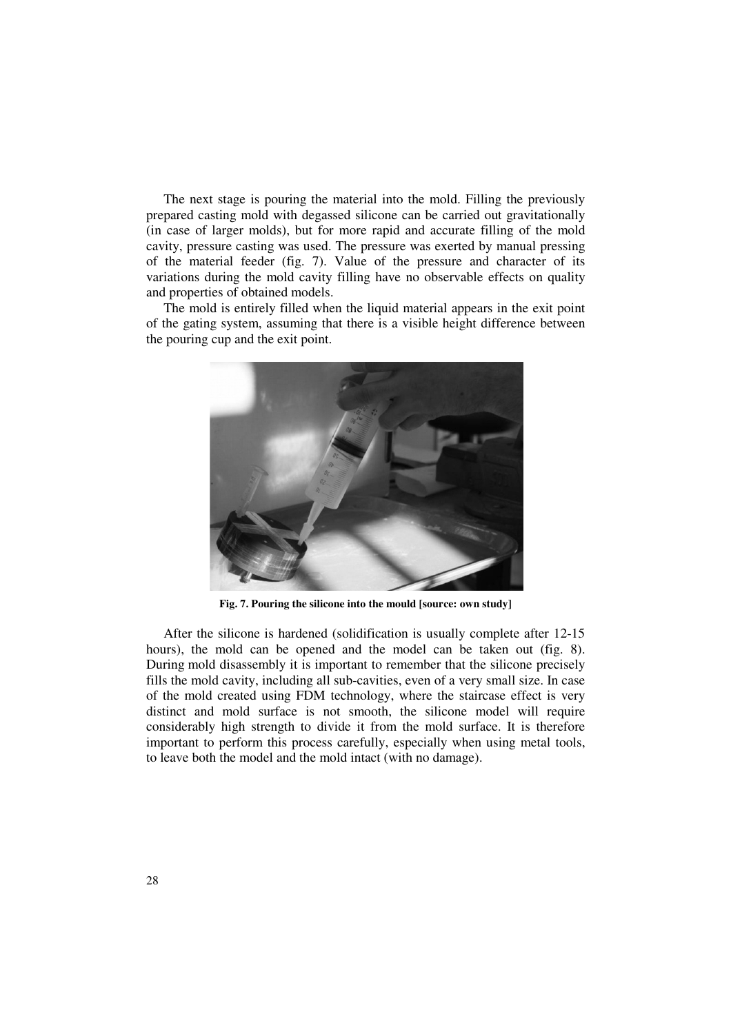The next stage is pouring the material into the mold. Filling the previously prepared casting mold with degassed silicone can be carried out gravitationally (in case of larger molds), but for more rapid and accurate filling of the mold cavity, pressure casting was used. The pressure was exerted by manual pressing of the material feeder (fig. 7). Value of the pressure and character of its variations during the mold cavity filling have no observable effects on quality and properties of obtained models.

The mold is entirely filled when the liquid material appears in the exit point of the gating system, assuming that there is a visible height difference between the pouring cup and the exit point.

**Fig. 7. Pouring the silicone into the mould [source: own study]**

After the silicone is hardened (solidification is usually complete after 12-15 hours), the mold can be opened and the model can be taken out (fig. 8). During mold disassembly it is important to remember that the silicone precisely fills the mold cavity, including all sub-cavities, even of a very small size. In case of the mold created using FDM technology, where the staircase effect is very distinct and mold surface is not smooth, the silicone model will require considerably high strength to divide it from the mold surface. It is therefore important to perform this process carefully, especially when using metal tools, to leave both the model and the mold intact (with no damage).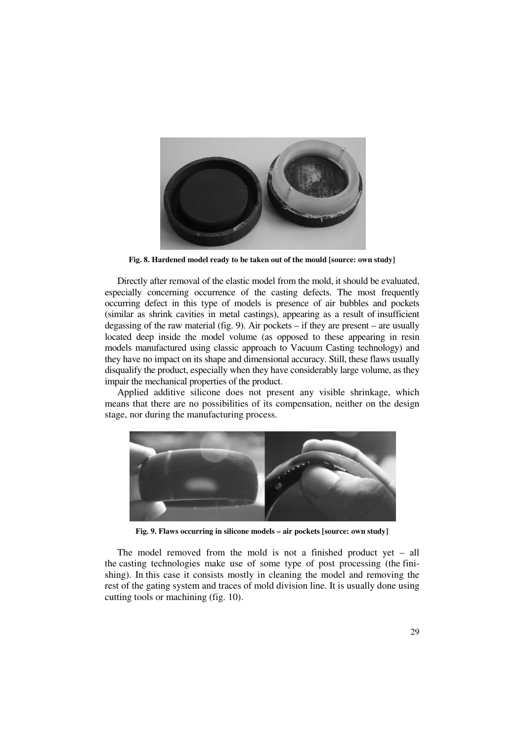**Fig. 8. Hardened model ready to be taken out of the mould [source: own study]**

Directly after removal of the elastic model from the mold, it should be evaluated, especially concerning occurrence of the casting defects. The most frequently occurring defect in this type of models is presence of air bubbles and pockets (similar as shrink cavities in metal castings), appearing as a result of insufficient degassing of the raw material (fig. 9). Air pockets – if they are present – are usually located deep inside the model volume (as opposed to these appearing in resin models manufactured using classic approach to Vacuum Casting technology) and they have no impact on its shape and dimensional accuracy. Still, these flaws usually disqualify the product, especially when they have considerably large volume, as they impair the mechanical properties of the product.

Applied additive silicone does not present any visible shrinkage, which means that there are no possibilities of its compensation, neither on the design stage, nor during the manufacturing process.

**Fig. 9. Flaws occurring in silicone models – air pockets [source: own study]**

The model removed from the mold is not a finished product yet – all the casting technologies make use of some type of post processing (the finishing). In this case it consists mostly in cleaning the model and removing the rest of the gating system and traces of mold division line. It is usually done using cutting tools or machining (fig. 10).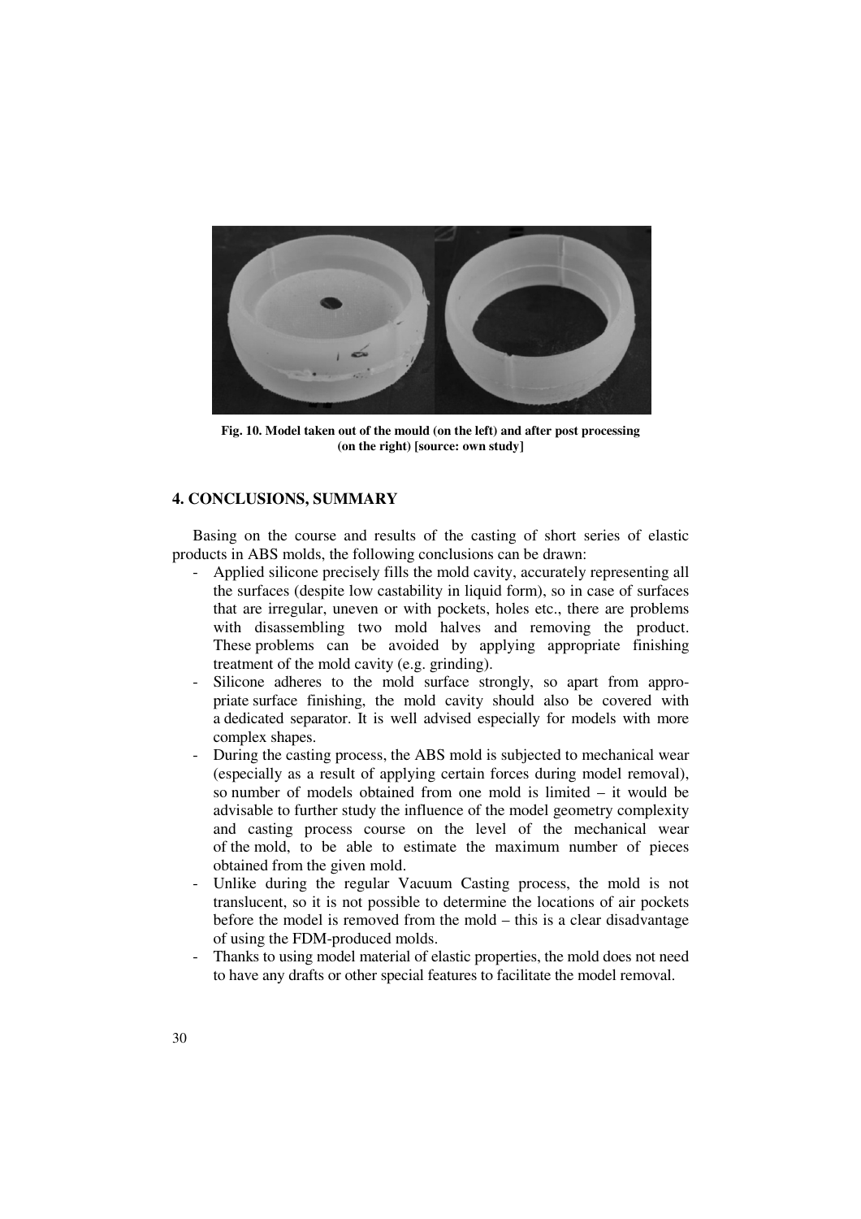**Fig. 10. Model taken out of the mould (on the left) and after post processing (on the right) [source: own study]**

## 4. CONCLUSIONS, SUMMARY

Basing on the course and results of the casting of short series of elastic products in ABS molds, the following conclusions can be drawn:

- Applied silicone precisely fills the mold cavity, accurately representing all the surfaces (despite low castability in liquid form), so in case of surfaces that are irregular, uneven or with pockets, holes etc., there are problems with disassembling two mold halves and removing the product. These problems can be avoided by applying appropriate finishing treatment of the mold cavity (e.g. grinding).
- Silicone adheres to the mold surface strongly, so apart from appropriate surface finishing, the mold cavity should also be covered with a dedicated separator. It is well advised especially for models with more complex shapes.
- During the casting process, the ABS mold is subjected to mechanical wear (especially as a result of applying certain forces during model removal), so number of models obtained from one mold is limited – it would be advisable to further study the influence of the model geometry complexity and casting process course on the level of the mechanical wear of the mold, to be able to estimate the maximum number of pieces obtained from the given mold.
- Unlike during the regular Vacuum Casting process, the mold is not translucent, so it is not possible to determine the locations of air pockets before the model is removed from the mold – this is a clear disadvantage of using the FDM-produced molds.
- Thanks to using model material of elastic properties, the mold does not need to have any drafts or other special features to facilitate the model removal.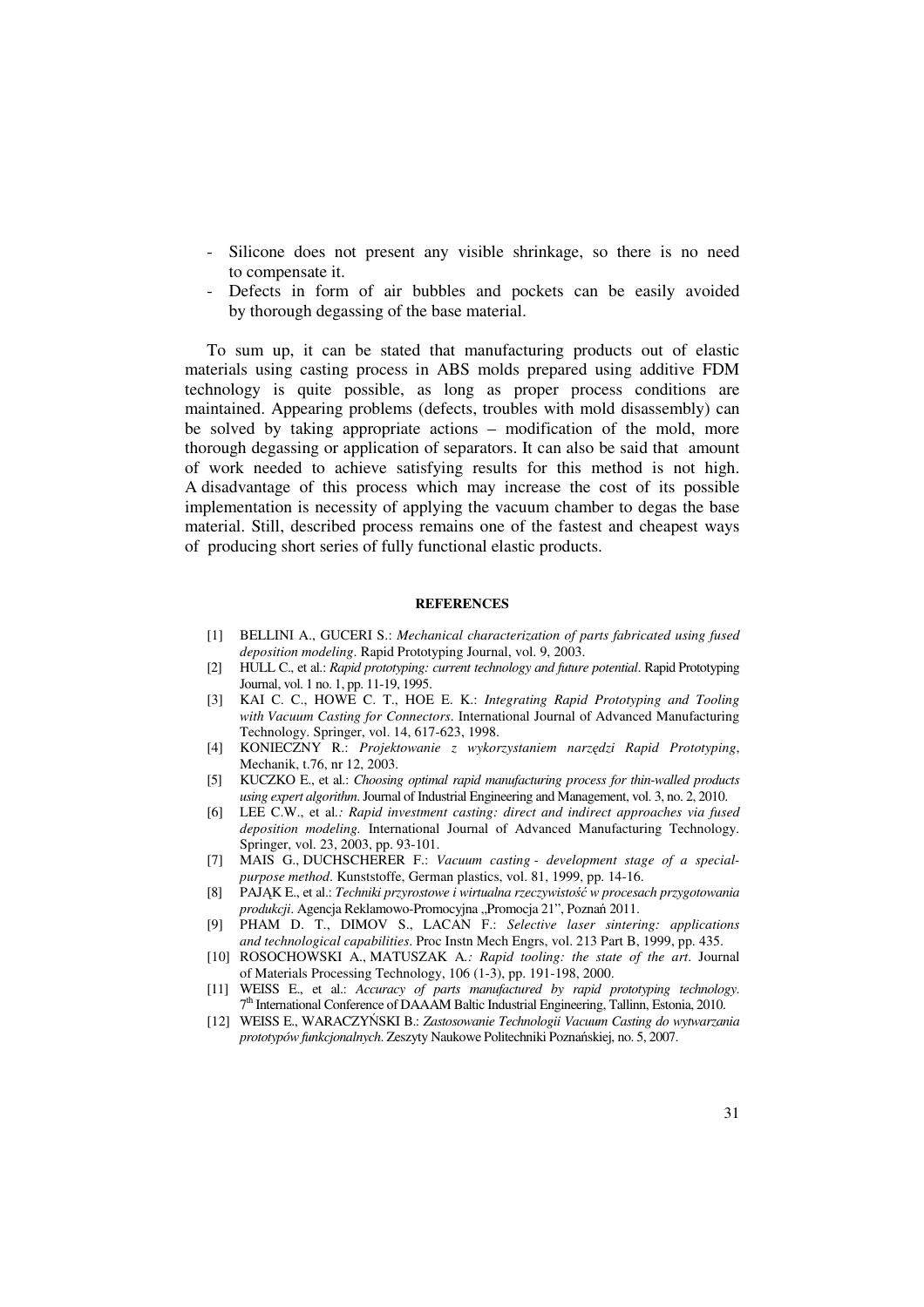- Silicone does not present any visible shrinkage, so there is no need to compensate it.
- Defects in form of air bubbles and pockets can be easily avoided by thorough degassing of the base material.

To sum up, it can be stated that manufacturing products out of elastic materials using casting process in ABS molds prepared using additive FDM technology is quite possible, as long as proper process conditions are maintained. Appearing problems (defects, troubles with mold disassembly) can be solved by taking appropriate actions – modification of the mold, more thorough degassing or application of separators. It can also be said that amount of work needed to achieve satisfying results for this method is not high. A disadvantage of this process which may increase the cost of its possible implementation is necessity of applying the vacuum chamber to degas the base material. Still, described process remains one of the fastest and cheapest ways of producing short series of fully functional elastic products.

**REFERENCES**

[1] BELLINI A., GUCERI S.: *Mechanical characterization of parts fabricated using fused deposition modeling*. Rapid Prototyping Journal, vol. 9, 2003.

[2] HULL C., et al.: *Rapid prototyping: current technology and future potential*. Rapid Prototyping Journal, vol. 1 no. 1, pp. 11-19, 1995.

[3] KAI C. C., HOWE C. T., HOE E. K.: *Integrating Rapid Prototyping and Tooling with Vacuum Casting for Connectors*. International Journal of Advanced Manufacturing Technology. Springer, vol. 14, 617-623, 1998.

[4] KONIECZNY R.: *Projektowanie z wykorzystaniem narzędzi Rapid Prototyping*, Mechanik, t.76, nr 12, 2003.

[5] KUCZKO E., et al.: *Choosing optimal rapid manufacturing process for thin-walled products using expert algorithm*. Journal of Industrial Engineering and Management, vol. 3, no. 2, 2010.

[6] LEE C.W., et al.*: Rapid investment casting: direct and indirect approaches via fused deposition modeling.* International Journal of Advanced Manufacturing Technology. Springer, vol. 23, 2003, pp. 93-101.

[7] MAIS G., DUCHSCHERER F.: *Vacuum casting - development stage of a special-purpose method*. Kunststoffe, German plastics, vol. 81, 1999, pp. 14-16.

[8] PAJĄK E., et al.: *Techniki przyrostowe i wirtualna rzeczywistość w procesach przygotowania produkcji*. Agencja Reklamowo-Promocyjna „Promocja 21", Poznań 2011.

[9] PHAM D. T., DIMOV S., LACAN F.: *Selective laser sintering: applications and technological capabilities*. Proc Instn Mech Engrs, vol. 213 Part B, 1999, pp. 435.

[10] ROSOCHOWSKI A., MATUSZAK A.*: Rapid tooling: the state of the art*. Journal of Materials Processing Technology, 106 (1-3), pp. 191-198, 2000.

[11] WEISS E., et al.: *Accuracy of parts manufactured by rapid prototyping technology*. 7th International Conference of DAAAM Baltic Industrial Engineering, Tallinn, Estonia, 2010.

[12] WEISS E., WARACZYŃSKI B.: *Zastosowanie Technologii Vacuum Casting do wytwarzania prototypów funkcjonalnych*. Zeszyty Naukowe Politechniki Poznańskiej, no. 5, 2007.